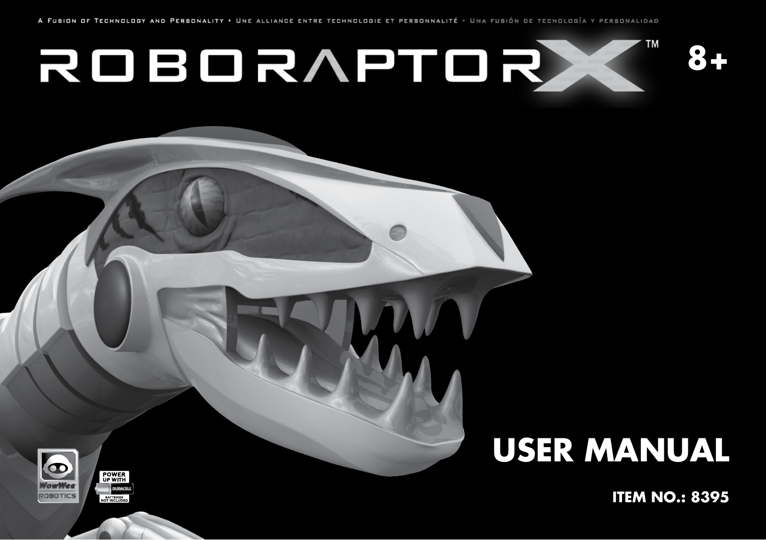A Fusion of Technology and Personality • Une alliance entre technologie et personnalité • Una fusión de tecnología y personalidad

# ROBORAPTOR X™

8+

# USER MANUAL

**ITEM NO.: 8395**

WowWee ROBOTICS

POWER UP WITH DURACELL
BATTERIES NOT INCLUDED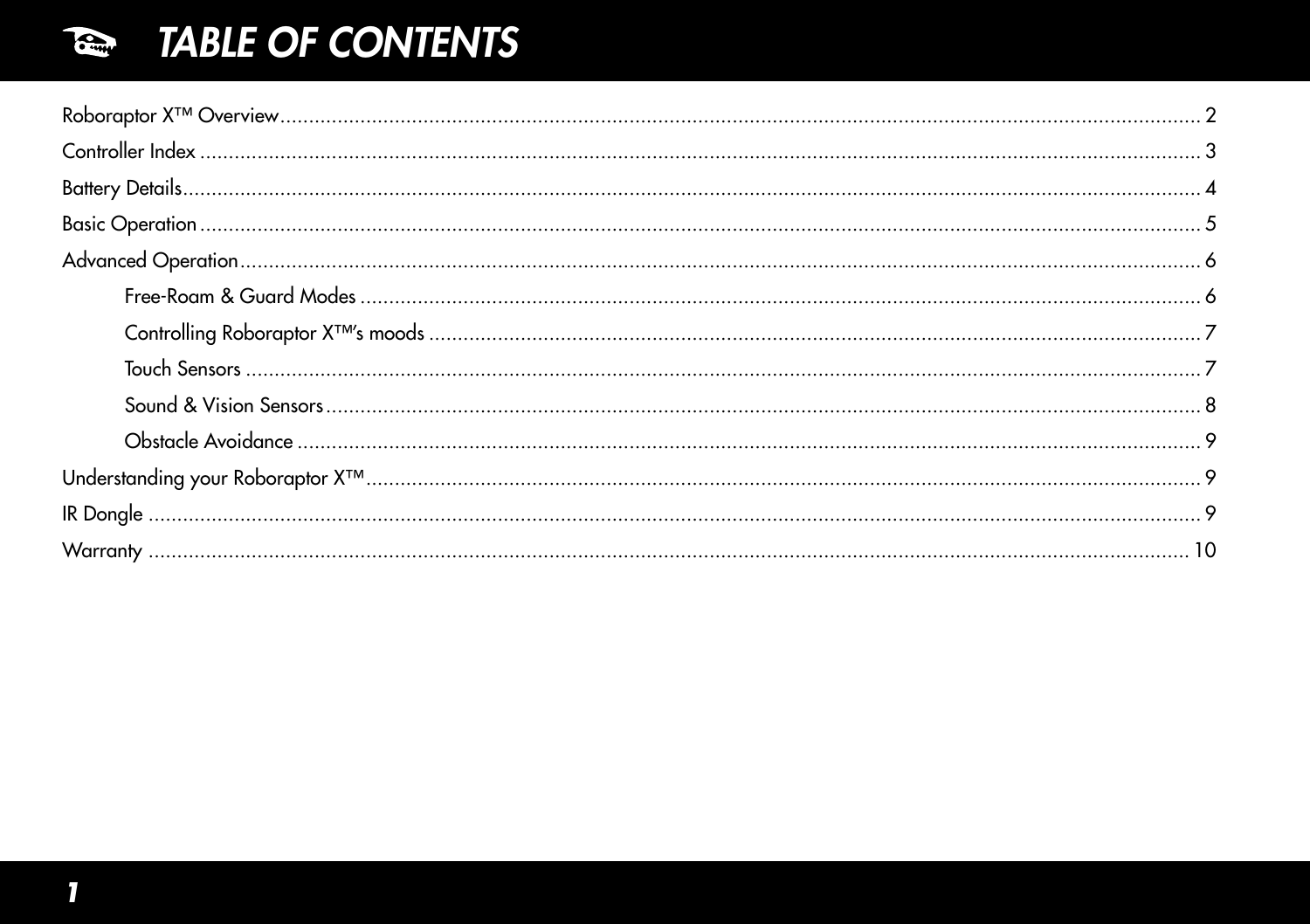# TABLE OF CONTENTS

Roboraptor X™ Overview .......... 2

Controller Index .......... 3

Battery Details .......... 4

Basic Operation .......... 5

Advanced Operation .......... 6

- Free-Roam & Guard Modes .......... 6
- Controlling Roboraptor X™'s moods .......... 7
- Touch Sensors .......... 7
- Sound & Vision Sensors .......... 8
- Obstacle Avoidance .......... 9

Understanding your Roboraptor X™ .......... 9

IR Dongle .......... 9

Warranty .......... 10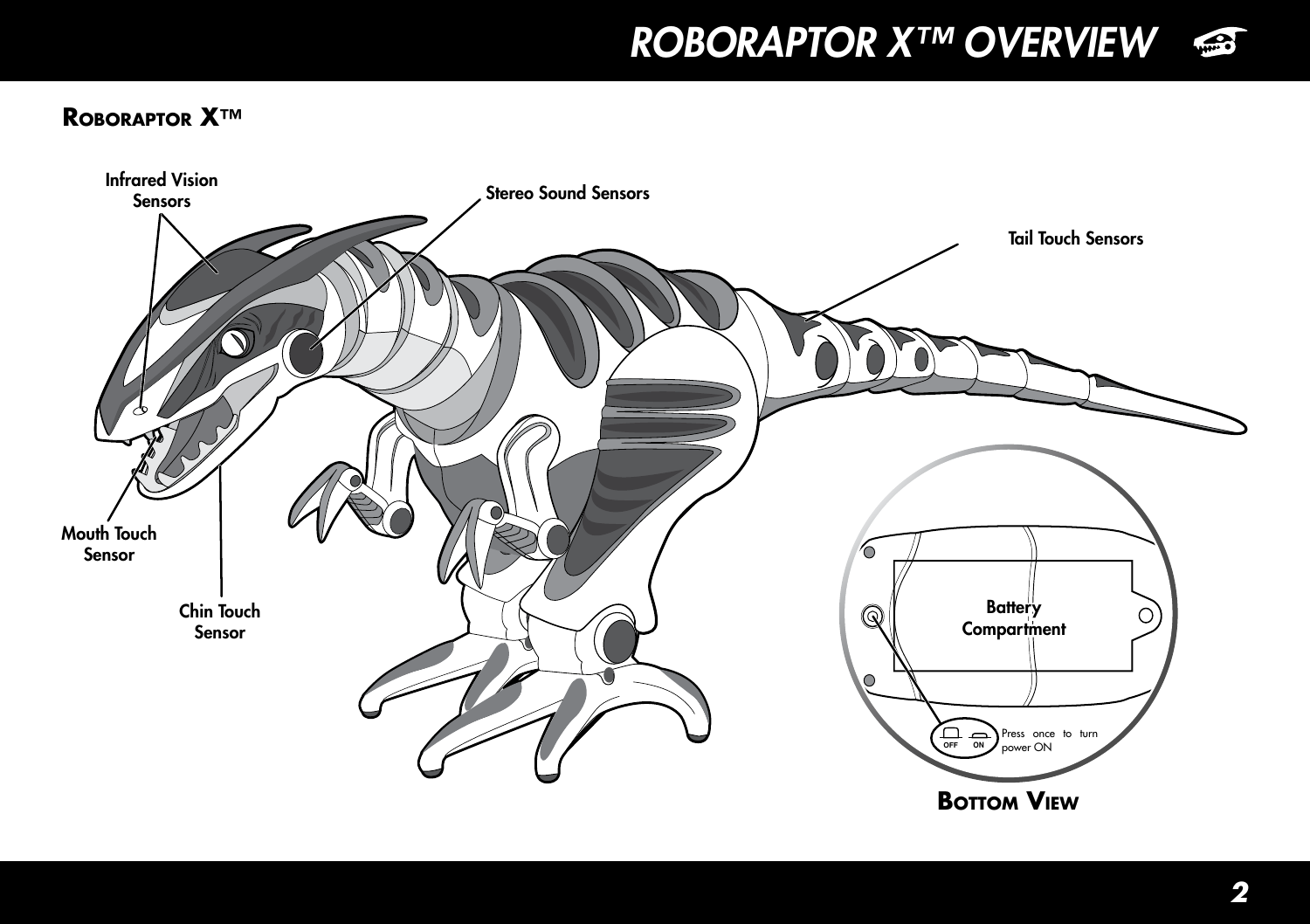# ROBORAPTOR X™ OVERVIEW

## ROBORAPTOR X™

Infrared Vision Sensors

Stereo Sound Sensors

Tail Touch Sensors

Mouth Touch Sensor

Chin Touch Sensor

Battery Compartment

OFF ON

Press once to turn power ON

## BOTTOM VIEW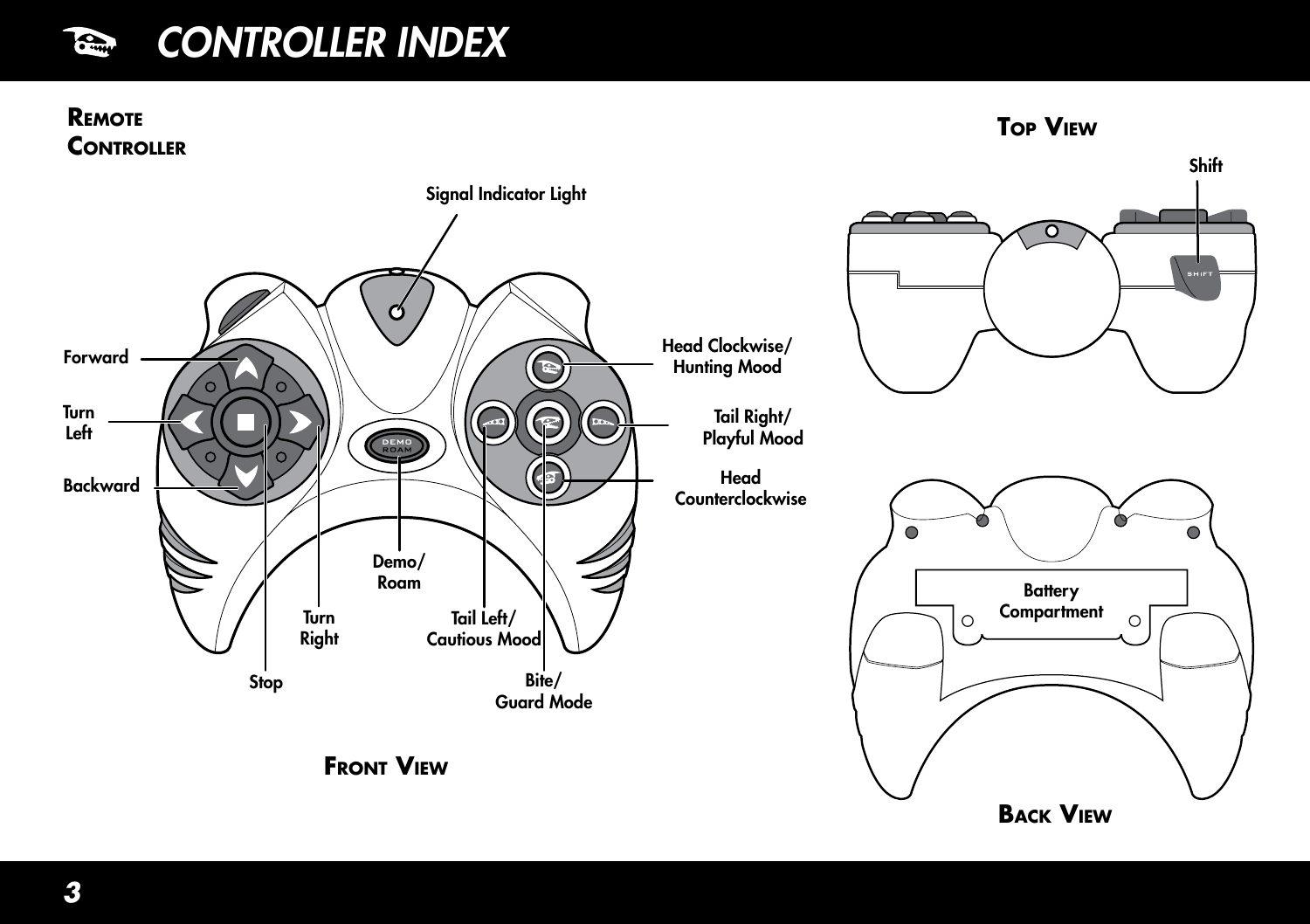# CONTROLLER INDEX

## Remote Controller

Signal Indicator Light

Forward

Turn Left

Backward

Stop

Turn Right

Demo/ Roam

Tail Left/ Cautious Mood

Bite/ Guard Mode

Head Clockwise/ Hunting Mood

Tail Right/ Playful Mood

Head Counterclockwise

**Front View**

## Top View

Shift

## Back View

Battery Compartment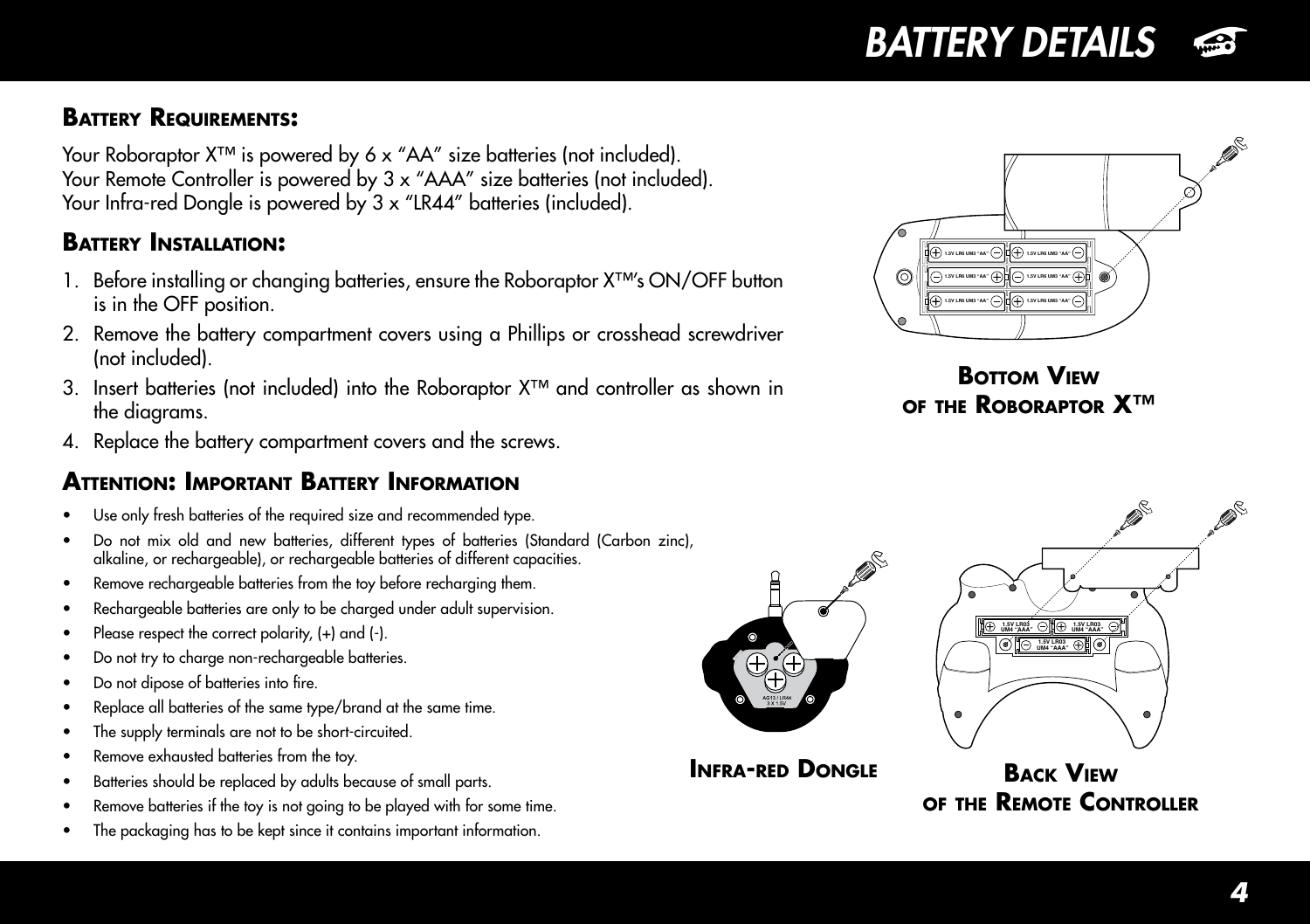# BATTERY DETAILS

## Battery Requirements:

Your Roboraptor X™ is powered by 6 x “AA” size batteries (not included).
Your Remote Controller is powered by 3 x “AAA” size batteries (not included).
Your Infra-red Dongle is powered by 3 x “LR44” batteries (included).

## Battery Installation:

1. Before installing or changing batteries, ensure the Roboraptor X™'s ON/OFF button is in the OFF position.
2. Remove the battery compartment covers using a Phillips or crosshead screwdriver (not included).
3. Insert batteries (not included) into the Roboraptor X™ and controller as shown in the diagrams.
4. Replace the battery compartment covers and the screws.

## Attention: Important Battery Information

- Use only fresh batteries of the required size and recommended type.
- Do not mix old and new batteries, different types of batteries (Standard (Carbon zinc), alkaline, or rechargeable), or rechargeable batteries of different capacities.
- Remove rechargeable batteries from the toy before recharging them.
- Rechargeable batteries are only to be charged under adult supervision.
- Please respect the correct polarity, (+) and (-).
- Do not try to charge non-rechargeable batteries.
- Do not dipose of batteries into fire.
- Replace all batteries of the same type/brand at the same time.
- The supply terminals are not to be short-circuited.
- Remove exhausted batteries from the toy.
- Batteries should be replaced by adults because of small parts.
- Remove batteries if the toy is not going to be played with for some time.
- The packaging has to be kept since it contains important information.

1.5V LR6 UM3 "AA"

**Bottom View of the Roboraptor X™**

AG13 / LR44
3 X 1.5V

**Infra-red Dongle**

1.5V LR03 UM4 "AAA"

**Back View of the Remote Controller**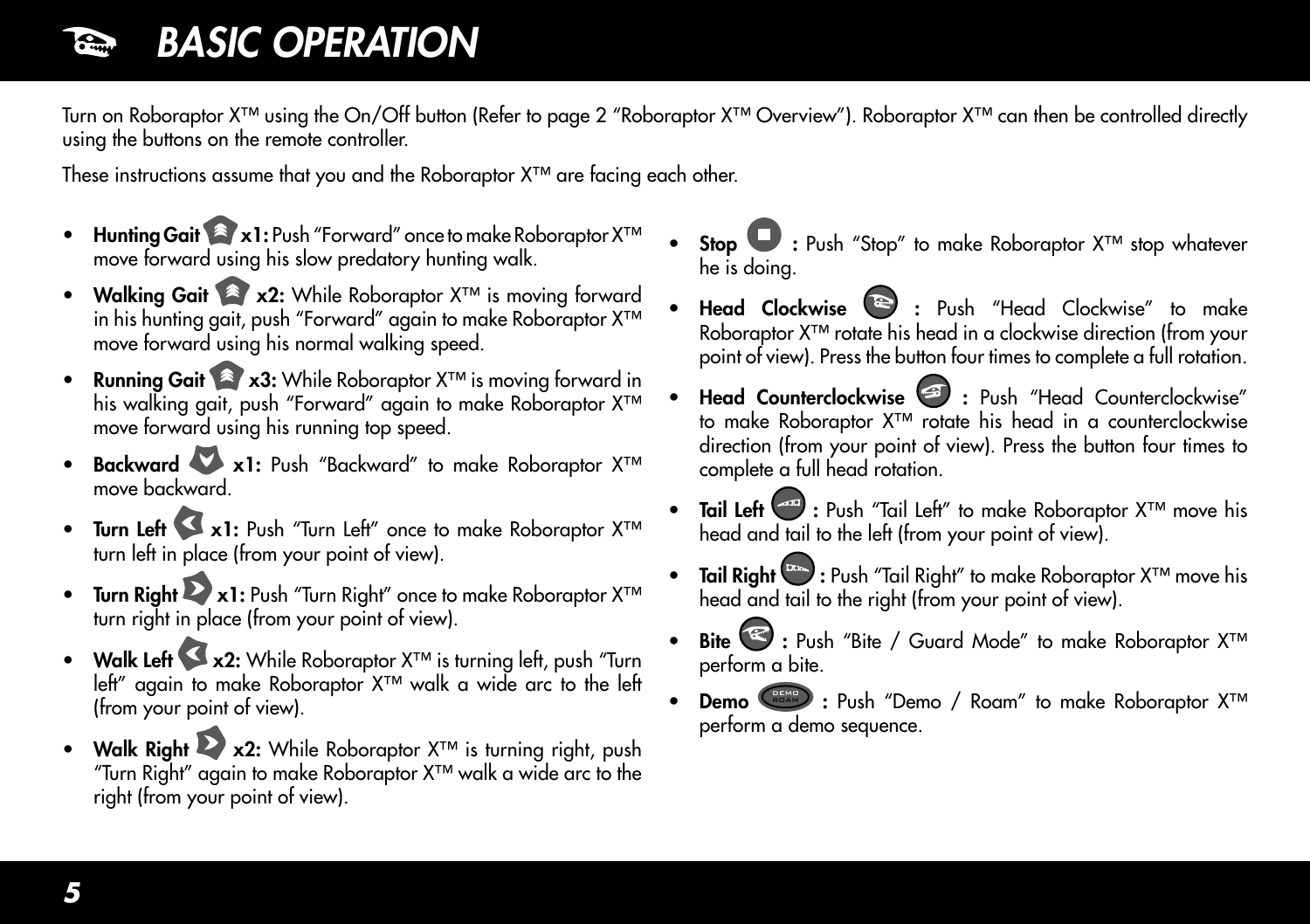# BASIC OPERATION

Turn on Roboraptor X™ using the On/Off button (Refer to page 2 "Roboraptor X™ Overview"). Roboraptor X™ can then be controlled directly using the buttons on the remote controller.

These instructions assume that you and the Roboraptor X™ are facing each other.

- **Hunting Gait x1:** Push "Forward" once to make Roboraptor X™ move forward using his slow predatory hunting walk.
- **Walking Gait x2:** While Roboraptor X™ is moving forward in his hunting gait, push "Forward" again to make Roboraptor X™ move forward using his normal walking speed.
- **Running Gait x3:** While Roboraptor X™ is moving forward in his walking gait, push "Forward" again to make Roboraptor X™ move forward using his running top speed.
- **Backward x1:** Push "Backward" to make Roboraptor X™ move backward.
- **Turn Left x1:** Push "Turn Left" once to make Roboraptor X™ turn left in place (from your point of view).
- **Turn Right x1:** Push "Turn Right" once to make Roboraptor X™ turn right in place (from your point of view).
- **Walk Left x2:** While Roboraptor X™ is turning left, push "Turn left" again to make Roboraptor X™ walk a wide arc to the left (from your point of view).
- **Walk Right x2:** While Roboraptor X™ is turning right, push "Turn Right" again to make Roboraptor X™ walk a wide arc to the right (from your point of view).
- **Stop :** Push "Stop" to make Roboraptor X™ stop whatever he is doing.
- **Head Clockwise :** Push "Head Clockwise" to make Roboraptor X™ rotate his head in a clockwise direction (from your point of view). Press the button four times to complete a full rotation.
- **Head Counterclockwise :** Push "Head Counterclockwise" to make Roboraptor X™ rotate his head in a counterclockwise direction (from your point of view). Press the button four times to complete a full head rotation.
- **Tail Left :** Push "Tail Left" to make Roboraptor X™ move his head and tail to the left (from your point of view).
- **Tail Right :** Push "Tail Right" to make Roboraptor X™ move his head and tail to the right (from your point of view).
- **Bite :** Push "Bite / Guard Mode" to make Roboraptor X™ perform a bite.
- **Demo :** Push "Demo / Roam" to make Roboraptor X™ perform a demo sequence.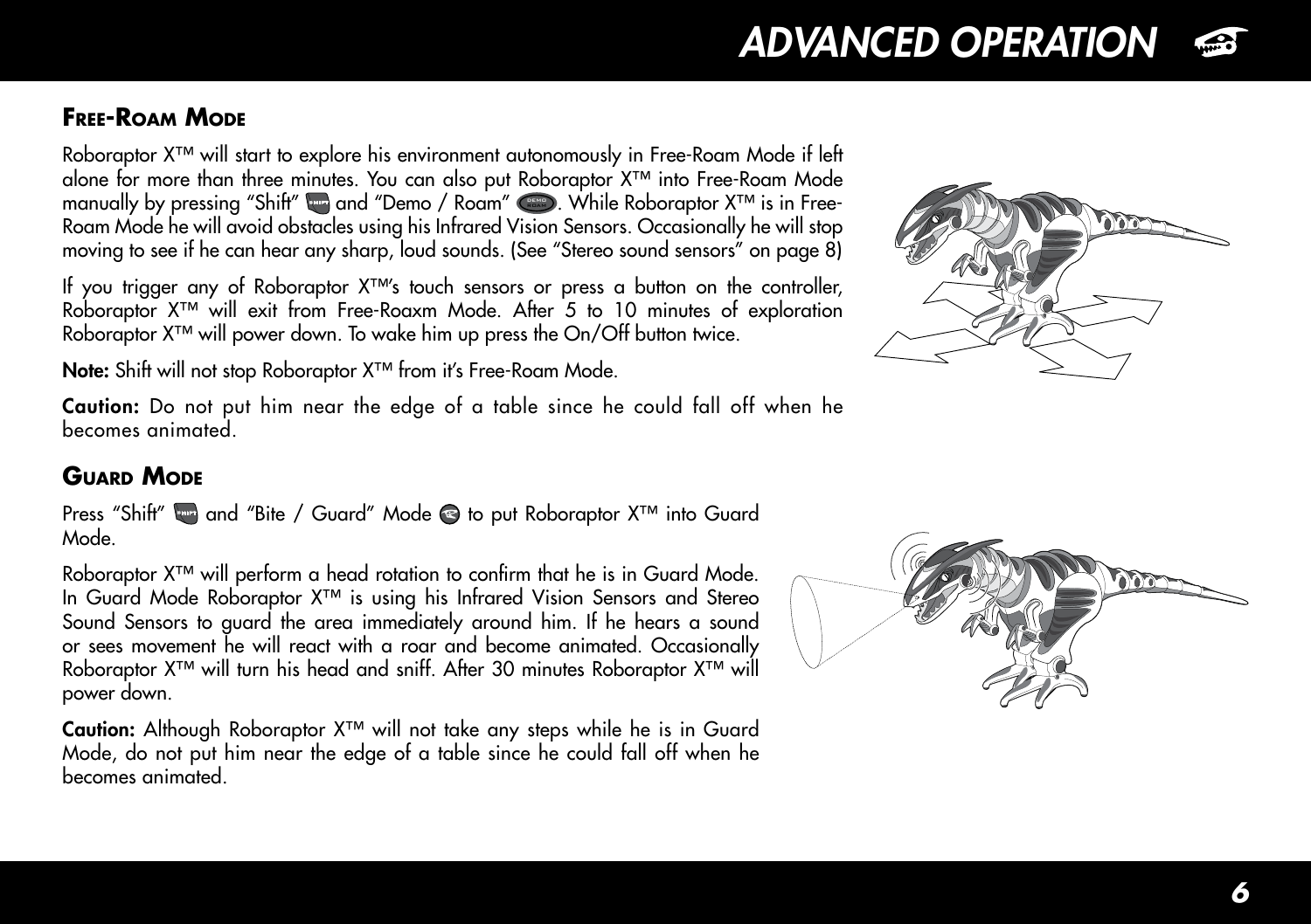## Free-Roam Mode

Roboraptor X™ will start to explore his environment autonomously in Free-Roam Mode if left alone for more than three minutes. You can also put Roboraptor X™ into Free-Roam Mode manually by pressing "Shift" and "Demo / Roam". While Roboraptor X™ is in Free-Roam Mode he will avoid obstacles using his Infrared Vision Sensors. Occasionally he will stop moving to see if he can hear any sharp, loud sounds. (See "Stereo sound sensors" on page 8)

If you trigger any of Roboraptor X™'s touch sensors or press a button on the controller, Roboraptor X™ will exit from Free-Roaxm Mode. After 5 to 10 minutes of exploration Roboraptor X™ will power down. To wake him up press the On/Off button twice.

**Note:** Shift will not stop Roboraptor X™ from it's Free-Roam Mode.

**Caution:** Do not put him near the edge of a table since he could fall off when he becomes animated.

## Guard Mode

Press "Shift" and "Bite / Guard" Mode to put Roboraptor X™ into Guard Mode.

Roboraptor X™ will perform a head rotation to confirm that he is in Guard Mode. In Guard Mode Roboraptor X™ is using his Infrared Vision Sensors and Stereo Sound Sensors to guard the area immediately around him. If he hears a sound or sees movement he will react with a roar and become animated. Occasionally Roboraptor X™ will turn his head and sniff. After 30 minutes Roboraptor X™ will power down.

**Caution:** Although Roboraptor X™ will not take any steps while he is in Guard Mode, do not put him near the edge of a table since he could fall off when he becomes animated.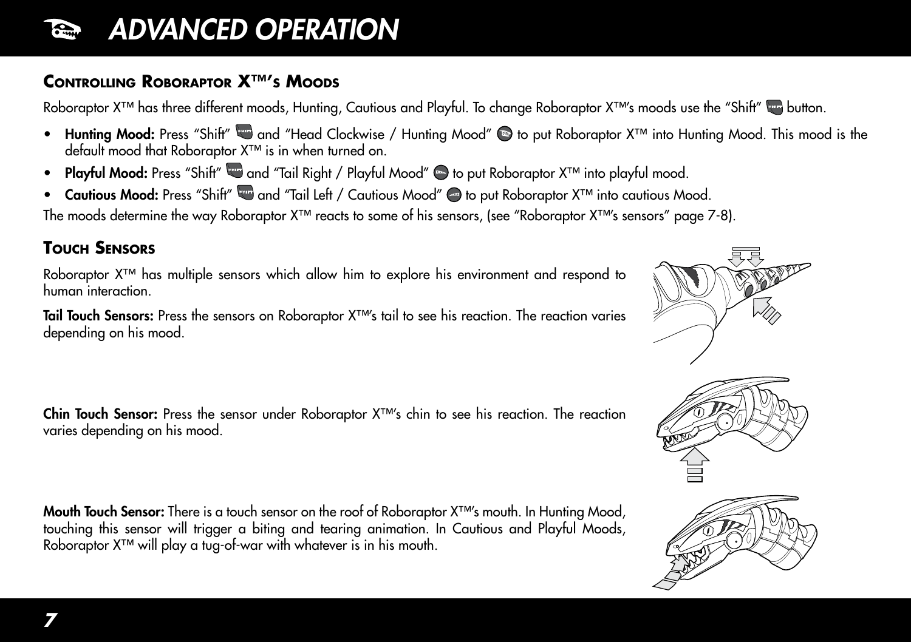# ADVANCED OPERATION

## Controlling Roboraptor X™'s Moods

Roboraptor X™ has three different moods, Hunting, Cautious and Playful. To change Roboraptor X™'s moods use the "Shift" button.

- **Hunting Mood:** Press "Shift" and "Head Clockwise / Hunting Mood" to put Roboraptor X™ into Hunting Mood. This mood is the default mood that Roboraptor X™ is in when turned on.
- **Playful Mood:** Press "Shift" and "Tail Right / Playful Mood" to put Roboraptor X™ into playful mood.
- **Cautious Mood:** Press "Shift" and "Tail Left / Cautious Mood" to put Roboraptor X™ into cautious Mood.

The moods determine the way Roboraptor X™ reacts to some of his sensors, (see "Roboraptor X™'s sensors" page 7-8).

## Touch Sensors

Roboraptor X™ has multiple sensors which allow him to explore his environment and respond to human interaction.

**Tail Touch Sensors:** Press the sensors on Roboraptor X™'s tail to see his reaction. The reaction varies depending on his mood.

**Chin Touch Sensor:** Press the sensor under Roboraptor X™'s chin to see his reaction. The reaction varies depending on his mood.

**Mouth Touch Sensor:** There is a touch sensor on the roof of Roboraptor X™'s mouth. In Hunting Mood, touching this sensor will trigger a biting and tearing animation. In Cautious and Playful Moods, Roboraptor X™ will play a tug-of-war with whatever is in his mouth.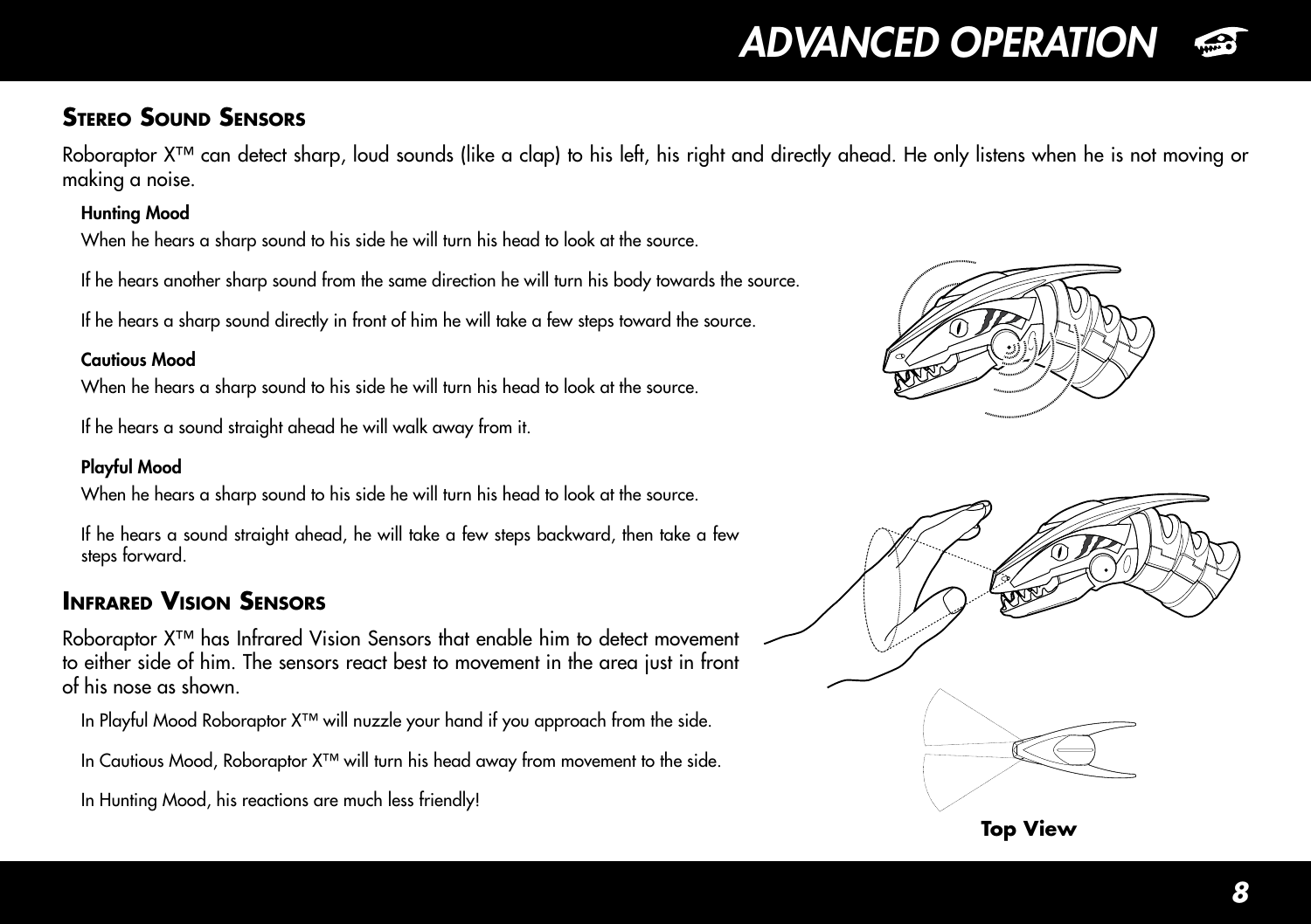## Stereo Sound Sensors

Roboraptor X™ can detect sharp, loud sounds (like a clap) to his left, his right and directly ahead. He only listens when he is not moving or making a noise.

**Hunting Mood**

When he hears a sharp sound to his side he will turn his head to look at the source.

If he hears another sharp sound from the same direction he will turn his body towards the source.

If he hears a sharp sound directly in front of him he will take a few steps toward the source.

**Cautious Mood**

When he hears a sharp sound to his side he will turn his head to look at the source.

If he hears a sound straight ahead he will walk away from it.

**Playful Mood**

When he hears a sharp sound to his side he will turn his head to look at the source.

If he hears a sound straight ahead, he will take a few steps backward, then take a few steps forward.

## Infrared Vision Sensors

Roboraptor X™ has Infrared Vision Sensors that enable him to detect movement to either side of him. The sensors react best to movement in the area just in front of his nose as shown.

In Playful Mood Roboraptor X™ will nuzzle your hand if you approach from the side.

In Cautious Mood, Roboraptor X™ will turn his head away from movement to the side.

In Hunting Mood, his reactions are much less friendly!

**Top View**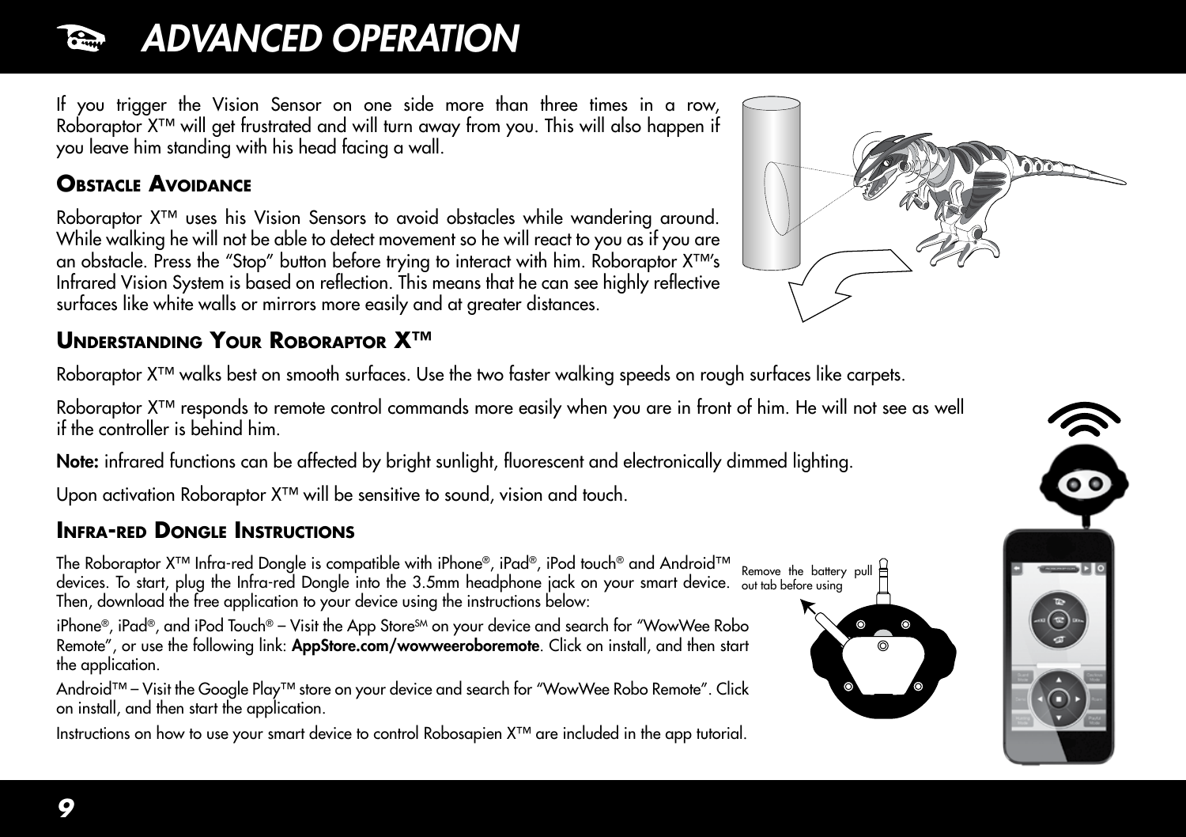# ADVANCED OPERATION

If you trigger the Vision Sensor on one side more than three times in a row, Roboraptor X™ will get frustrated and will turn away from you. This will also happen if you leave him standing with his head facing a wall.

## Obstacle Avoidance

Roboraptor X™ uses his Vision Sensors to avoid obstacles while wandering around. While walking he will not be able to detect movement so he will react to you as if you are an obstacle. Press the "Stop" button before trying to interact with him. Roboraptor X™'s Infrared Vision System is based on reflection. This means that he can see highly reflective surfaces like white walls or mirrors more easily and at greater distances.

## Understanding Your Roboraptor X™

Roboraptor X™ walks best on smooth surfaces. Use the two faster walking speeds on rough surfaces like carpets.

Roboraptor X™ responds to remote control commands more easily when you are in front of him. He will not see as well if the controller is behind him.

**Note:** infrared functions can be affected by bright sunlight, fluorescent and electronically dimmed lighting.

Upon activation Roboraptor X™ will be sensitive to sound, vision and touch.

## Infra-red Dongle Instructions

The Roboraptor X™ Infra-red Dongle is compatible with iPhone®, iPad®, iPod touch® and Android™ devices. To start, plug the Infra-red Dongle into the 3.5mm headphone jack on your smart device. Then, download the free application to your device using the instructions below:

iPhone®, iPad®, and iPod Touch® – Visit the App Store℠ on your device and search for "WowWee Robo Remote", or use the following link: **AppStore.com/wowweeroboremote**. Click on install, and then start the application.

Android™ – Visit the Google Play™ store on your device and search for "WowWee Robo Remote". Click on install, and then start the application.

Instructions on how to use your smart device to control Robosapien X™ are included in the app tutorial.

Remove the battery pull out tab before using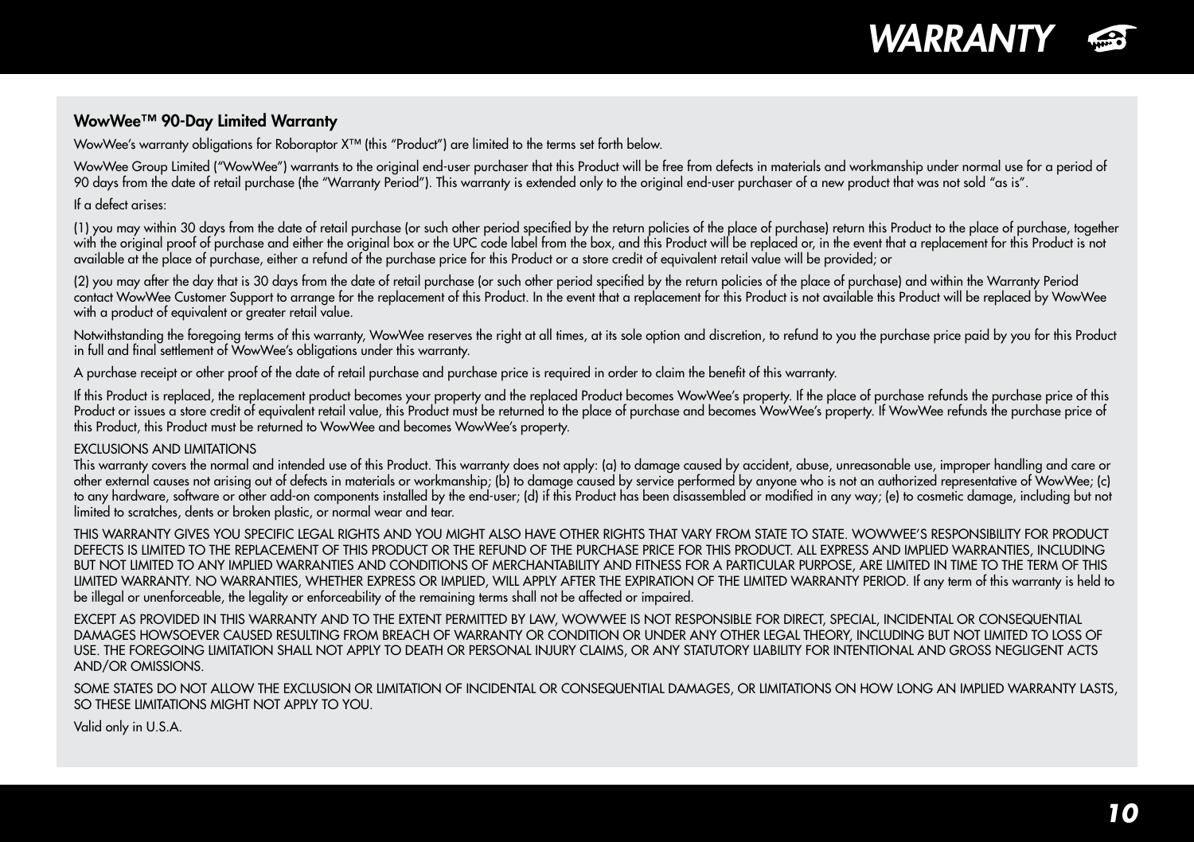# WARRANTY

## WowWee™ 90-Day Limited Warranty

WowWee's warranty obligations for Roboraptor X™ (this "Product") are limited to the terms set forth below.

WowWee Group Limited ("WowWee") warrants to the original end-user purchaser that this Product will be free from defects in materials and workmanship under normal use for a period of 90 days from the date of retail purchase (the "Warranty Period"). This warranty is extended only to the original end-user purchaser of a new product that was not sold "as is".

If a defect arises:

(1) you may within 30 days from the date of retail purchase (or such other period specified by the return policies of the place of purchase) return this Product to the place of purchase, together with the original proof of purchase and either the original box or the UPC code label from the box, and this Product will be replaced or, in the event that a replacement for this Product is not available at the place of purchase, either a refund of the purchase price for this Product or a store credit of equivalent retail value will be provided; or

(2) you may after the day that is 30 days from the date of retail purchase (or such other period specified by the return policies of the place of purchase) and within the Warranty Period contact WowWee Customer Support to arrange for the replacement of this Product. In the event that a replacement for this Product is not available this Product will be replaced by WowWee with a product of equivalent or greater retail value.

Notwithstanding the foregoing terms of this warranty, WowWee reserves the right at all times, at its sole option and discretion, to refund to you the purchase price paid by you for this Product in full and final settlement of WowWee's obligations under this warranty.

A purchase receipt or other proof of the date of retail purchase and purchase price is required in order to claim the benefit of this warranty.

If this Product is replaced, the replacement product becomes your property and the replaced Product becomes WowWee's property. If the place of purchase refunds the purchase price of this Product or issues a store credit of equivalent retail value, this Product must be returned to the place of purchase and becomes WowWee's property. If WowWee refunds the purchase price of this Product, this Product must be returned to WowWee and becomes WowWee's property.

EXCLUSIONS AND LIMITATIONS
This warranty covers the normal and intended use of this Product. This warranty does not apply: (a) to damage caused by accident, abuse, unreasonable use, improper handling and care or other external causes not arising out of defects in materials or workmanship; (b) to damage caused by service performed by anyone who is not an authorized representative of WowWee; (c) to any hardware, software or other add-on components installed by the end-user; (d) if this Product has been disassembled or modified in any way; (e) to cosmetic damage, including but not limited to scratches, dents or broken plastic, or normal wear and tear.

THIS WARRANTY GIVES YOU SPECIFIC LEGAL RIGHTS AND YOU MIGHT ALSO HAVE OTHER RIGHTS THAT VARY FROM STATE TO STATE. WOWWEE'S RESPONSIBILITY FOR PRODUCT DEFECTS IS LIMITED TO THE REPLACEMENT OF THIS PRODUCT OR THE REFUND OF THE PURCHASE PRICE FOR THIS PRODUCT. ALL EXPRESS AND IMPLIED WARRANTIES, INCLUDING BUT NOT LIMITED TO ANY IMPLIED WARRANTIES AND CONDITIONS OF MERCHANTABILITY AND FITNESS FOR A PARTICULAR PURPOSE, ARE LIMITED IN TIME TO THE TERM OF THIS LIMITED WARRANTY. NO WARRANTIES, WHETHER EXPRESS OR IMPLIED, WILL APPLY AFTER THE EXPIRATION OF THE LIMITED WARRANTY PERIOD. If any term of this warranty is held to be illegal or unenforceable, the legality or enforceability of the remaining terms shall not be affected or impaired.

EXCEPT AS PROVIDED IN THIS WARRANTY AND TO THE EXTENT PERMITTED BY LAW, WOWWEE IS NOT RESPONSIBLE FOR DIRECT, SPECIAL, INCIDENTAL OR CONSEQUENTIAL DAMAGES HOWSOEVER CAUSED RESULTING FROM BREACH OF WARRANTY OR CONDITION OR UNDER ANY OTHER LEGAL THEORY, INCLUDING BUT NOT LIMITED TO LOSS OF USE. THE FOREGOING LIMITATION SHALL NOT APPLY TO DEATH OR PERSONAL INJURY CLAIMS, OR ANY STATUTORY LIABILITY FOR INTENTIONAL AND GROSS NEGLIGENT ACTS AND/OR OMISSIONS.

SOME STATES DO NOT ALLOW THE EXCLUSION OR LIMITATION OF INCIDENTAL OR CONSEQUENTIAL DAMAGES, OR LIMITATIONS ON HOW LONG AN IMPLIED WARRANTY LASTS, SO THESE LIMITATIONS MIGHT NOT APPLY TO YOU.

Valid only in U.S.A.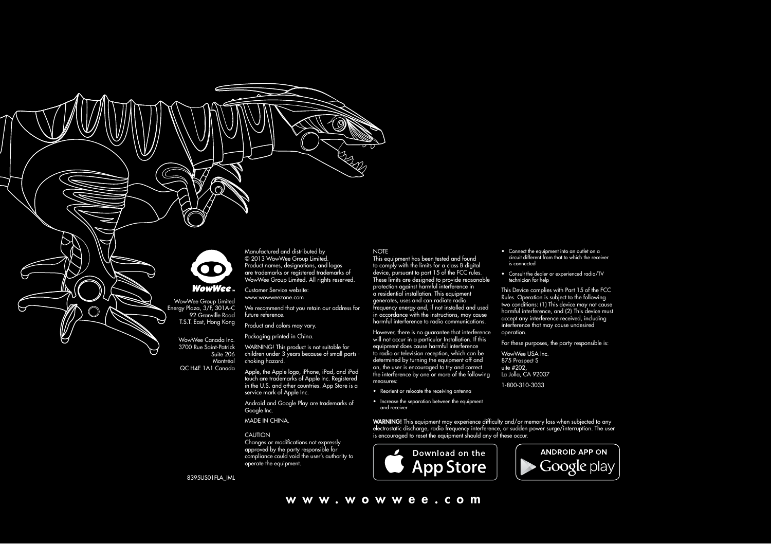WowWee™

WowWee Group Limited
Energy Plaza, 3/F, 301A-C
92 Granville Road
T.S.T. East, Hong Kong

WowWee Canada Inc.
3700 Rue Saint-Patrick
Suite 206
Montréal
QC H4E 1A1 Canada

8395US01FLA_IML

Manufactured and distributed by
© 2013 WowWee Group Limited.
Product names, designations, and logos are trademarks or registered trademarks of WowWee Group Limited. All rights reserved.

Customer Service website:
www.wowweezone.com

We recommend that you retain our address for future reference.

Product and colors may vary.

Packaging printed in China.

WARNING! This product is not suitable for children under 3 years because of small parts - choking hazard.

Apple, the Apple logo, iPhone, iPad, and iPod touch are trademarks of Apple Inc. Registered in the U.S. and other countries. App Store is a service mark of Apple Inc.

Android and Google Play are trademarks of Google Inc.

MADE IN CHINA.

CAUTION
Changes or modifications not expressly approved by the party responsible for compliance could void the user's authority to operate the equipment.

NOTE
This equipment has been tested and found to comply with the limits for a class B digital device, pursuant to part 15 of the FCC rules. These limits are designed to provide reasonable protection against harmful interference in a residential installation. This equipment generates, uses and can radiate radio frequency energy and, if not installed and used in accordance with the instructions, may cause harmful interference to radio communications.

However, there is no guarantee that interference will not occur in a particular Installation. If this equipment does cause harmful interference to radio or television reception, which can be determined by turning the equipment off and on, the user is encouraged to try and correct the interference by one or more of the following measures:

- Reorient or relocate the receiving antenna
- Increase the separation between the equipment and receiver
- Connect the equipment into an outlet on a circuit different from that to which the receiver is connected
- Consult the dealer or experienced radio/TV technician for help

This Device complies with Part 15 of the FCC Rules. Operation is subject to the following two conditions: (1) This device may not cause harmful interference, and (2) This device must accept any interference received, including interference that may cause undesired operation.

For these purposes, the party responsible is:

WowWee USA Inc.
875 Prospect S
uite #202,
La Jolla, CA 92037

1-800-310-3033

**WARNING!** This equipment may experience difficulty and/or memory loss when subjected to any electrostatic discharge, radio frequency interference, or sudden power surge/interruption. The user is encouraged to reset the equipment should any of these occur.

Download on the App Store

ANDROID APP ON Google play

www.wowwee.com